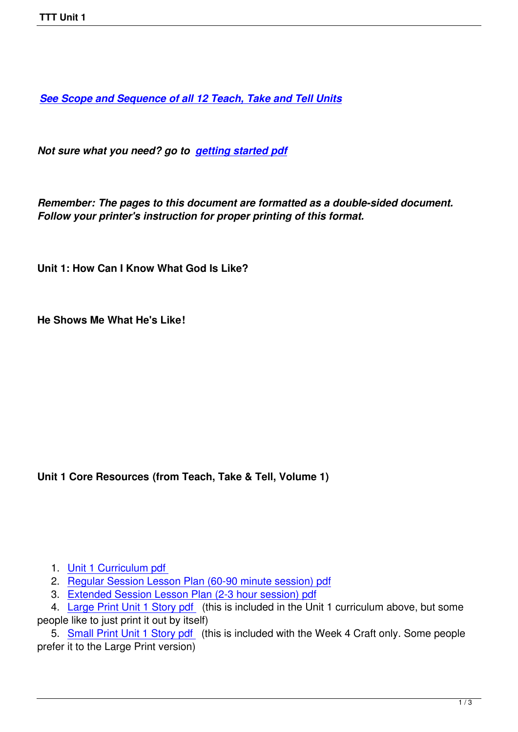***See Scope and Sequence of all 12 Teach, Take and Tell Units***

***Not sure what you need? go to getting started pdf***

***Remember: The pages to this document are formatted as a double-sided document. Follow your printer's instruction for proper printing of this format.***

**Unit 1: How Can I Know What God Is Like?**

**He Shows Me What He's Like!**

**Unit 1 Core Resources (from Teach, Take & Tell, Volume 1)**

1. Unit 1 Curriculum pdf
2. Regular Session Lesson Plan (60-90 minute session) pdf
3. Extended Session Lesson Plan (2-3 hour session) pdf
4. Large Print Unit 1 Story pdf (this is included in the Unit 1 curriculum above, but some people like to just print it out by itself)
5. Small Print Unit 1 Story pdf (this is included with the Week 4 Craft only. Some people prefer it to the Large Print version)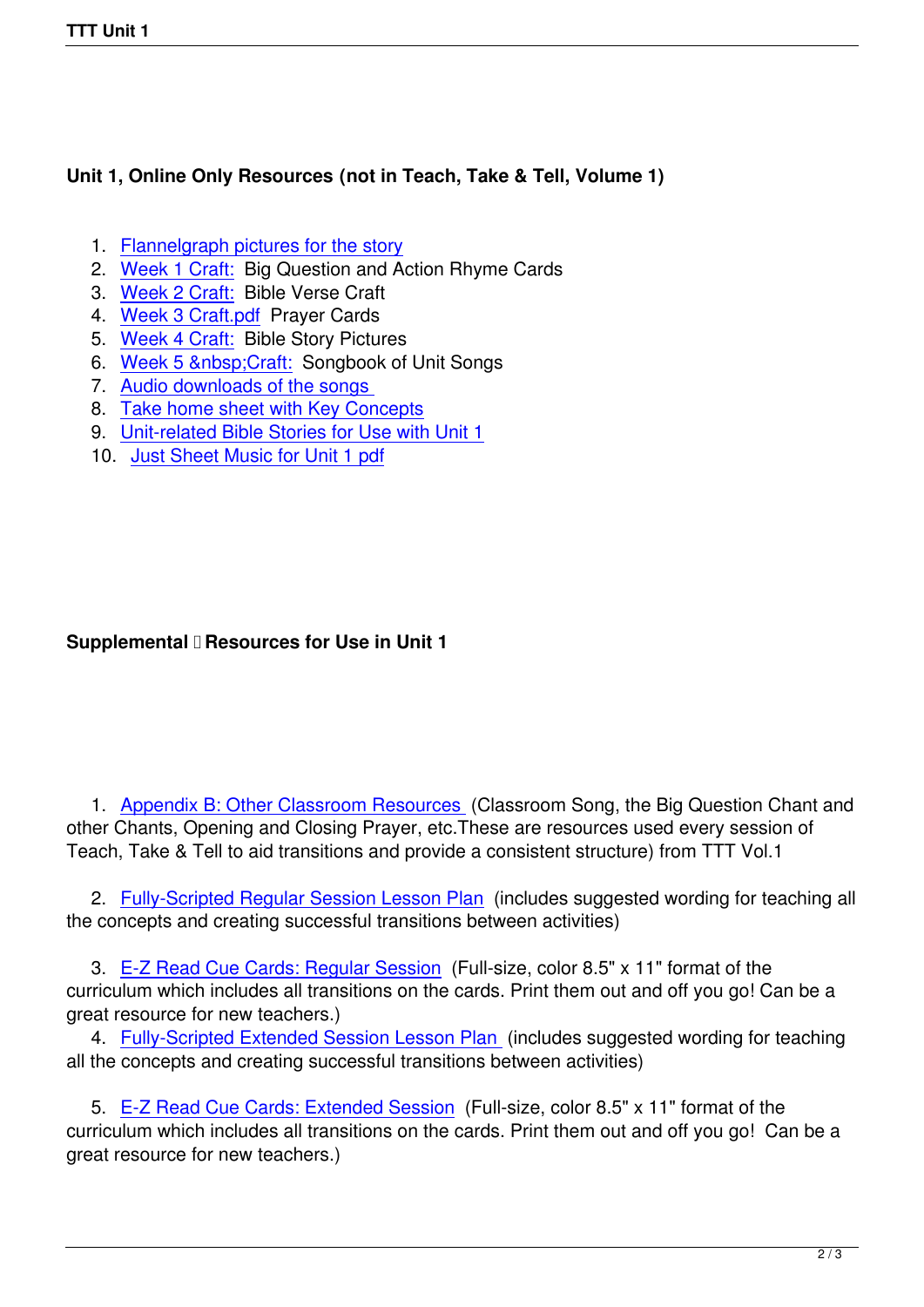### Unit 1, Online Only Resources (not in Teach, Take & Tell, Volume 1)

1. Flannelgraph pictures for the story
2. Week 1 Craft: Big Question and Action Rhyme Cards
3. Week 2 Craft: Bible Verse Craft
4. Week 3 Craft.pdf Prayer Cards
5. Week 4 Craft: Bible Story Pictures
6. Week 5 &nbsp;Craft: Songbook of Unit Songs
7. Audio downloads of the songs
8. Take home sheet with Key Concepts
9. Unit-related Bible Stories for Use with Unit 1
10. Just Sheet Music for Unit 1 pdf

### Supplemental  Resources for Use in Unit 1

1. Appendix B: Other Classroom Resources (Classroom Song, the Big Question Chant and other Chants, Opening and Closing Prayer, etc.These are resources used every session of Teach, Take & Tell to aid transitions and provide a consistent structure) from TTT Vol.1

2. Fully-Scripted Regular Session Lesson Plan (includes suggested wording for teaching all the concepts and creating successful transitions between activities)

3. E-Z Read Cue Cards: Regular Session (Full-size, color 8.5" x 11" format of the curriculum which includes all transitions on the cards. Print them out and off you go! Can be a great resource for new teachers.)

4. Fully-Scripted Extended Session Lesson Plan (includes suggested wording for teaching all the concepts and creating successful transitions between activities)

5. E-Z Read Cue Cards: Extended Session (Full-size, color 8.5" x 11" format of the curriculum which includes all transitions on the cards. Print them out and off you go! Can be a great resource for new teachers.)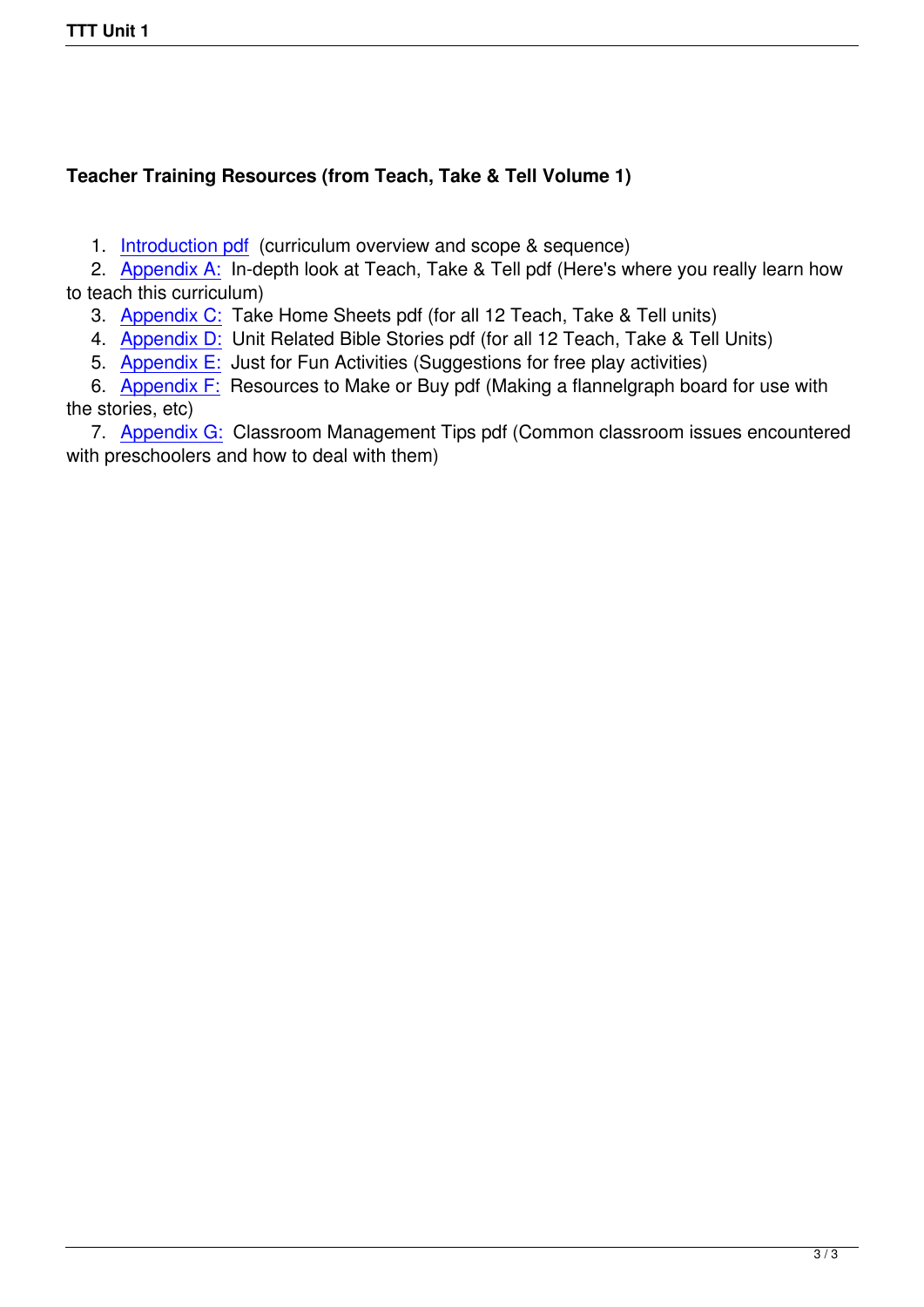**Teacher Training Resources (from Teach, Take & Tell Volume 1)**

1. Introduction pdf (curriculum overview and scope & sequence)
2. Appendix A: In-depth look at Teach, Take & Tell pdf (Here's where you really learn how to teach this curriculum)
3. Appendix C: Take Home Sheets pdf (for all 12 Teach, Take & Tell units)
4. Appendix D: Unit Related Bible Stories pdf (for all 12 Teach, Take & Tell Units)
5. Appendix E: Just for Fun Activities (Suggestions for free play activities)
6. Appendix F: Resources to Make or Buy pdf (Making a flannelgraph board for use with the stories, etc)
7. Appendix G: Classroom Management Tips pdf (Common classroom issues encountered with preschoolers and how to deal with them)